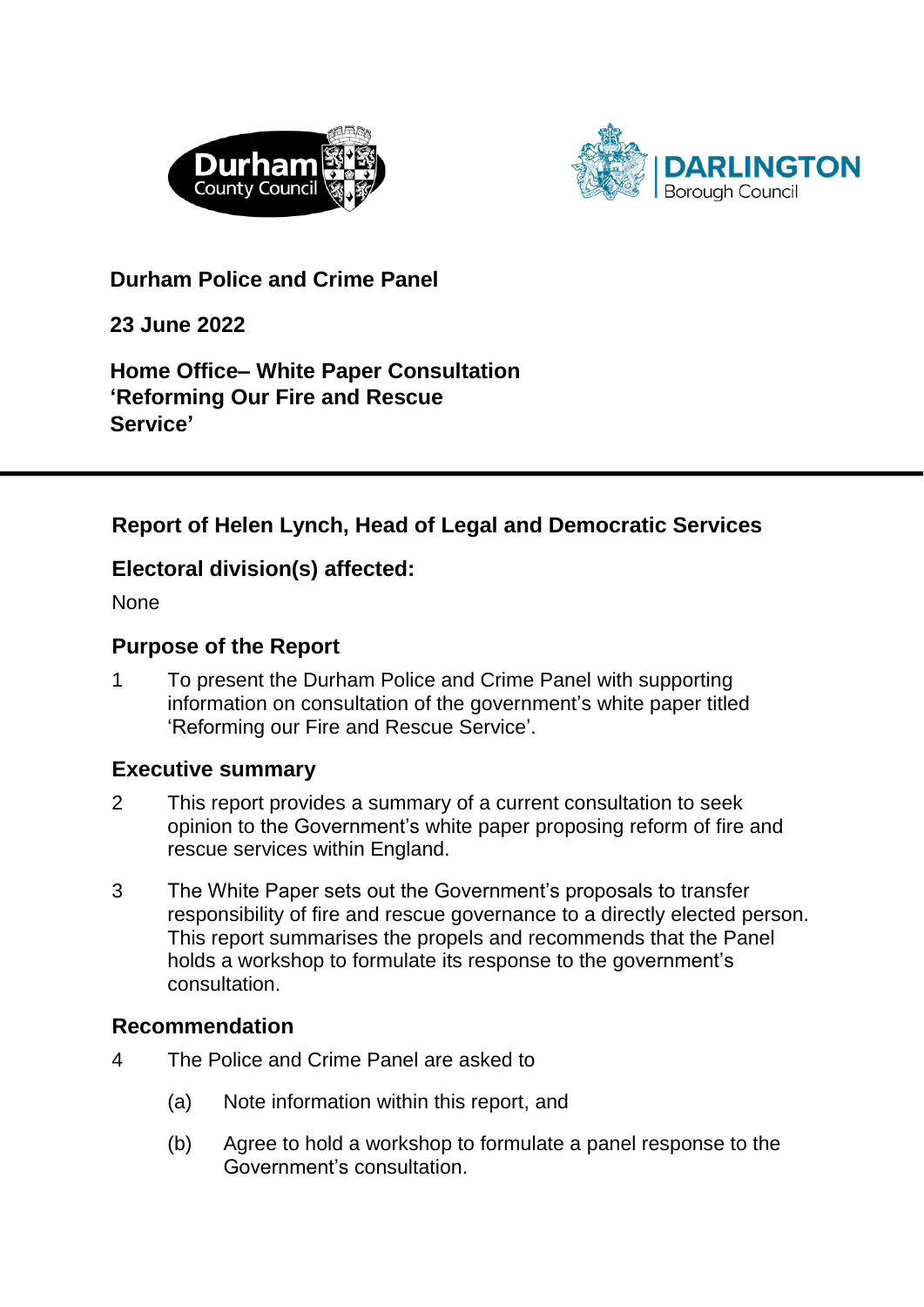**Durham Police and Crime Panel**

**23 June 2022**

**Home Office– White Paper Consultation 'Reforming Our Fire and Rescue Service'**

---

## Report of Helen Lynch, Head of Legal and Democratic Services

## Electoral division(s) affected:

None

## Purpose of the Report

1 To present the Durham Police and Crime Panel with supporting information on consultation of the government's white paper titled 'Reforming our Fire and Rescue Service'.

## Executive summary

2 This report provides a summary of a current consultation to seek opinion to the Government's white paper proposing reform of fire and rescue services within England.

3 The White Paper sets out the Government's proposals to transfer responsibility of fire and rescue governance to a directly elected person. This report summarises the propels and recommends that the Panel holds a workshop to formulate its response to the government's consultation.

## Recommendation

4 The Police and Crime Panel are asked to

(a) Note information within this report, and

(b) Agree to hold a workshop to formulate a panel response to the Government's consultation.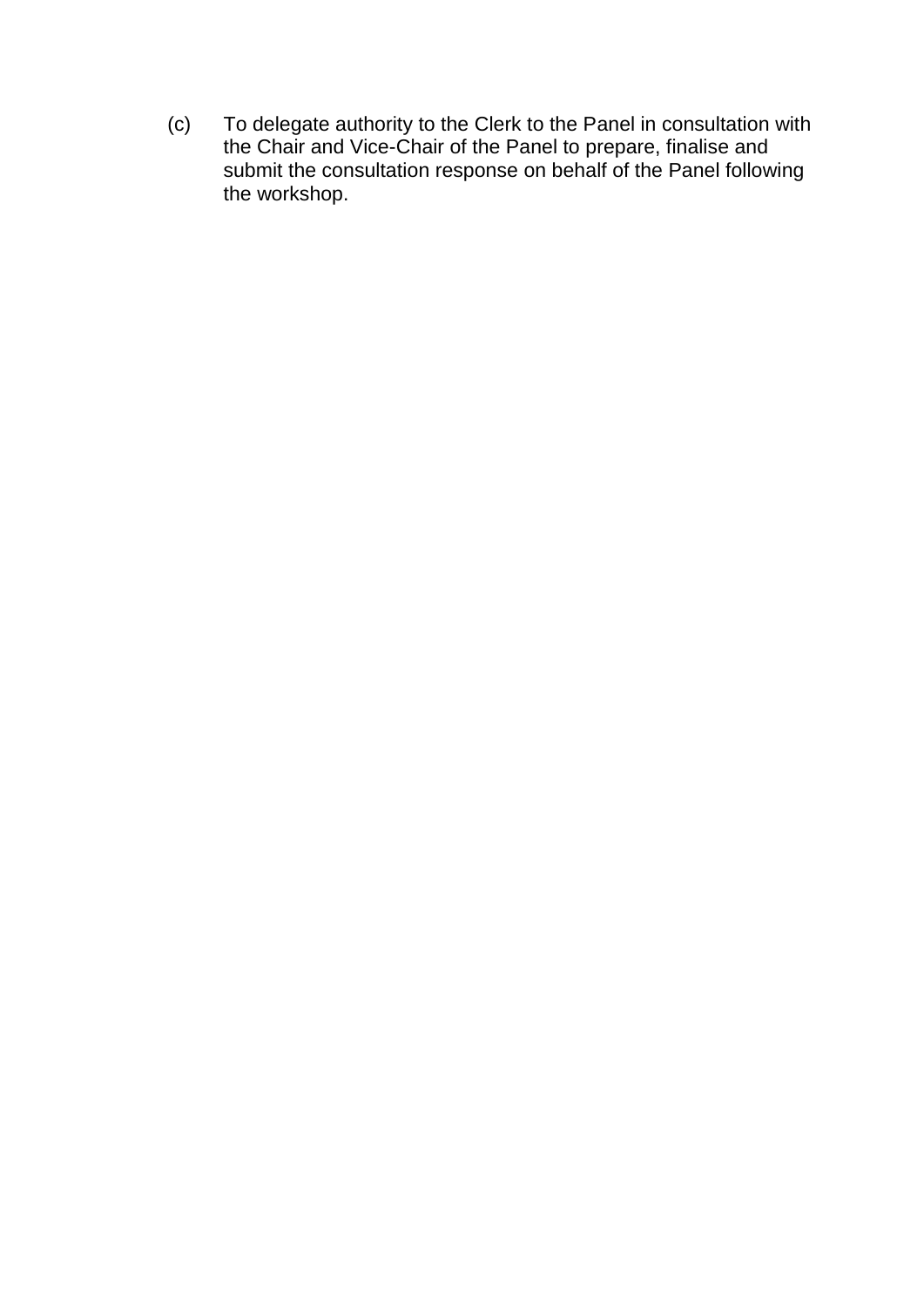(c) To delegate authority to the Clerk to the Panel in consultation with the Chair and Vice-Chair of the Panel to prepare, finalise and submit the consultation response on behalf of the Panel following the workshop.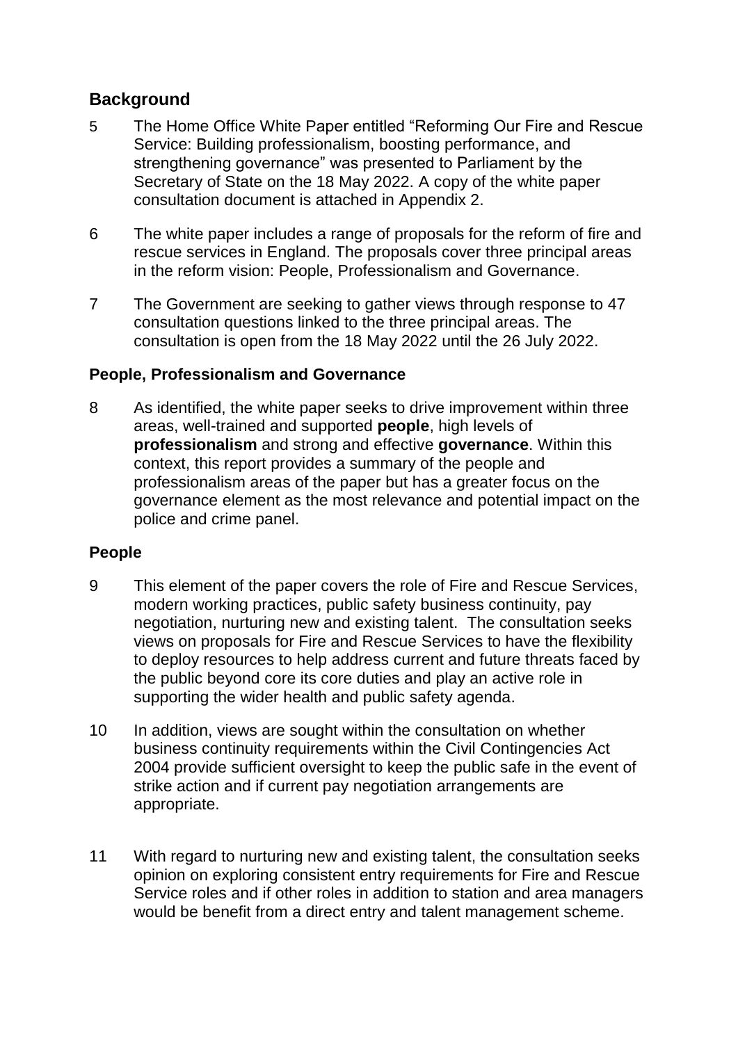## Background

5 The Home Office White Paper entitled "Reforming Our Fire and Rescue Service: Building professionalism, boosting performance, and strengthening governance" was presented to Parliament by the Secretary of State on the 18 May 2022. A copy of the white paper consultation document is attached in Appendix 2.

6 The white paper includes a range of proposals for the reform of fire and rescue services in England. The proposals cover three principal areas in the reform vision: People, Professionalism and Governance.

7 The Government are seeking to gather views through response to 47 consultation questions linked to the three principal areas. The consultation is open from the 18 May 2022 until the 26 July 2022.

### People, Professionalism and Governance

8 As identified, the white paper seeks to drive improvement within three areas, well-trained and supported **people**, high levels of **professionalism** and strong and effective **governance**. Within this context, this report provides a summary of the people and professionalism areas of the paper but has a greater focus on the governance element as the most relevance and potential impact on the police and crime panel.

### People

9 This element of the paper covers the role of Fire and Rescue Services, modern working practices, public safety business continuity, pay negotiation, nurturing new and existing talent. The consultation seeks views on proposals for Fire and Rescue Services to have the flexibility to deploy resources to help address current and future threats faced by the public beyond core its core duties and play an active role in supporting the wider health and public safety agenda.

10 In addition, views are sought within the consultation on whether business continuity requirements within the Civil Contingencies Act 2004 provide sufficient oversight to keep the public safe in the event of strike action and if current pay negotiation arrangements are appropriate.

11 With regard to nurturing new and existing talent, the consultation seeks opinion on exploring consistent entry requirements for Fire and Rescue Service roles and if other roles in addition to station and area managers would be benefit from a direct entry and talent management scheme.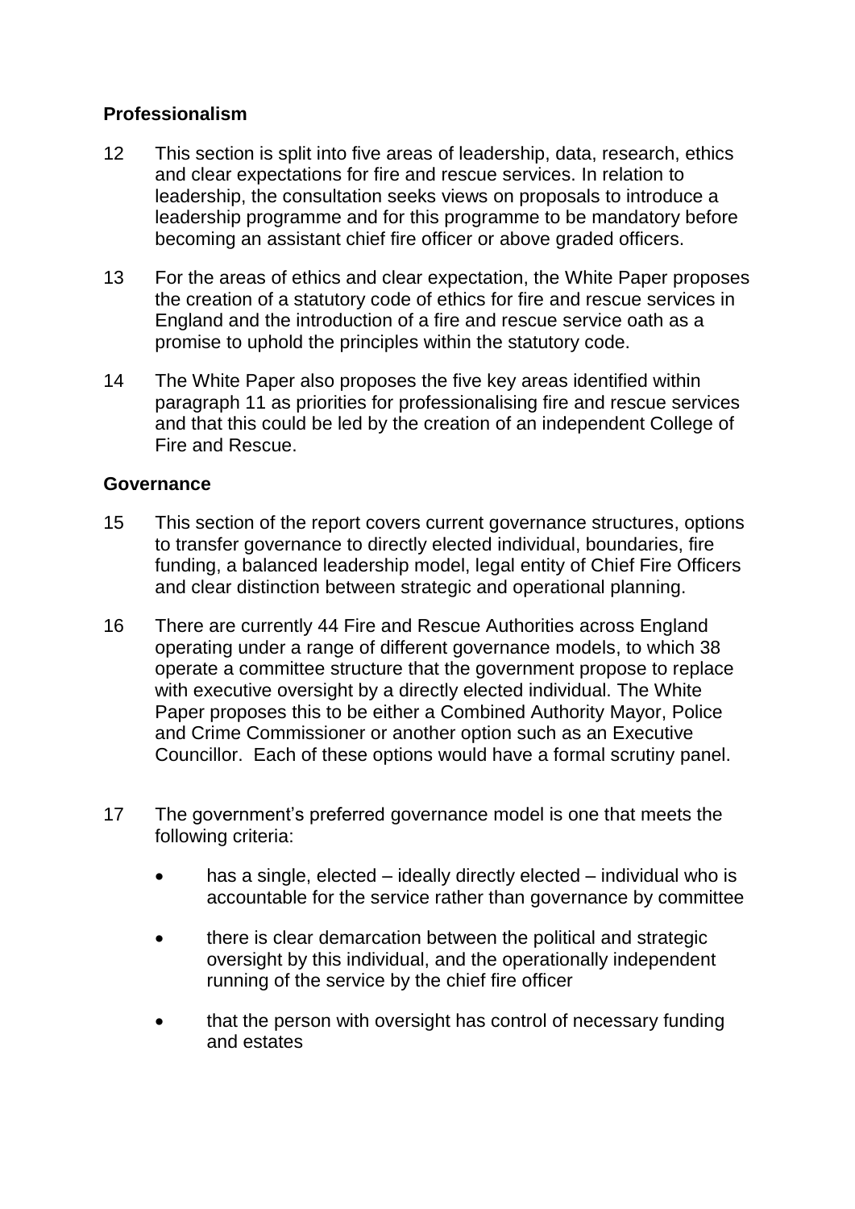## Professionalism

12 This section is split into five areas of leadership, data, research, ethics and clear expectations for fire and rescue services. In relation to leadership, the consultation seeks views on proposals to introduce a leadership programme and for this programme to be mandatory before becoming an assistant chief fire officer or above graded officers.

13 For the areas of ethics and clear expectation, the White Paper proposes the creation of a statutory code of ethics for fire and rescue services in England and the introduction of a fire and rescue service oath as a promise to uphold the principles within the statutory code.

14 The White Paper also proposes the five key areas identified within paragraph 11 as priorities for professionalising fire and rescue services and that this could be led by the creation of an independent College of Fire and Rescue.

## Governance

15 This section of the report covers current governance structures, options to transfer governance to directly elected individual, boundaries, fire funding, a balanced leadership model, legal entity of Chief Fire Officers and clear distinction between strategic and operational planning.

16 There are currently 44 Fire and Rescue Authorities across England operating under a range of different governance models, to which 38 operate a committee structure that the government propose to replace with executive oversight by a directly elected individual. The White Paper proposes this to be either a Combined Authority Mayor, Police and Crime Commissioner or another option such as an Executive Councillor. Each of these options would have a formal scrutiny panel.

17 The government's preferred governance model is one that meets the following criteria:

- has a single, elected – ideally directly elected – individual who is accountable for the service rather than governance by committee
- there is clear demarcation between the political and strategic oversight by this individual, and the operationally independent running of the service by the chief fire officer
- that the person with oversight has control of necessary funding and estates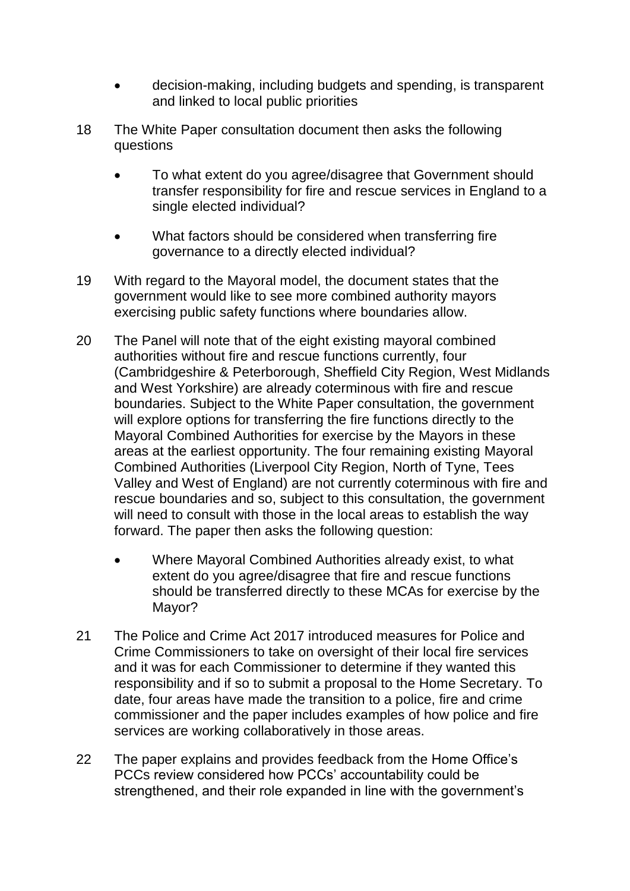- decision-making, including budgets and spending, is transparent and linked to local public priorities

18 The White Paper consultation document then asks the following questions

- To what extent do you agree/disagree that Government should transfer responsibility for fire and rescue services in England to a single elected individual?
- What factors should be considered when transferring fire governance to a directly elected individual?

19 With regard to the Mayoral model, the document states that the government would like to see more combined authority mayors exercising public safety functions where boundaries allow.

20 The Panel will note that of the eight existing mayoral combined authorities without fire and rescue functions currently, four (Cambridgeshire & Peterborough, Sheffield City Region, West Midlands and West Yorkshire) are already coterminous with fire and rescue boundaries. Subject to the White Paper consultation, the government will explore options for transferring the fire functions directly to the Mayoral Combined Authorities for exercise by the Mayors in these areas at the earliest opportunity. The four remaining existing Mayoral Combined Authorities (Liverpool City Region, North of Tyne, Tees Valley and West of England) are not currently coterminous with fire and rescue boundaries and so, subject to this consultation, the government will need to consult with those in the local areas to establish the way forward. The paper then asks the following question:

- Where Mayoral Combined Authorities already exist, to what extent do you agree/disagree that fire and rescue functions should be transferred directly to these MCAs for exercise by the Mayor?

21 The Police and Crime Act 2017 introduced measures for Police and Crime Commissioners to take on oversight of their local fire services and it was for each Commissioner to determine if they wanted this responsibility and if so to submit a proposal to the Home Secretary. To date, four areas have made the transition to a police, fire and crime commissioner and the paper includes examples of how police and fire services are working collaboratively in those areas.

22 The paper explains and provides feedback from the Home Office's PCCs review considered how PCCs' accountability could be strengthened, and their role expanded in line with the government's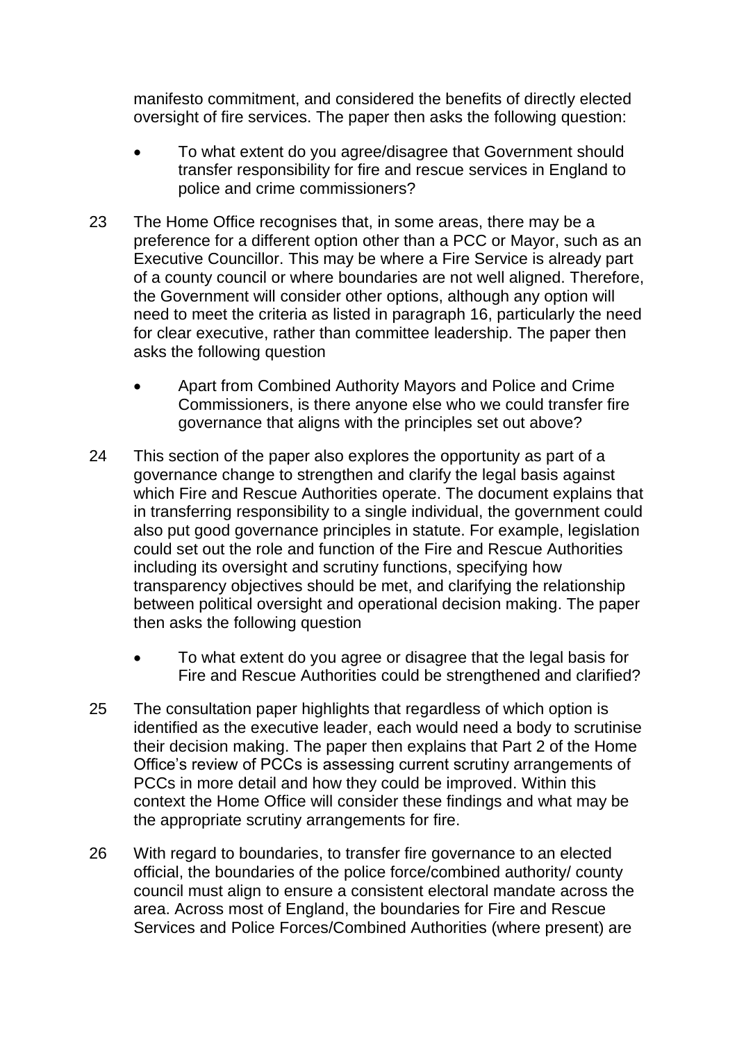manifesto commitment, and considered the benefits of directly elected oversight of fire services. The paper then asks the following question:

- To what extent do you agree/disagree that Government should transfer responsibility for fire and rescue services in England to police and crime commissioners?

23 The Home Office recognises that, in some areas, there may be a preference for a different option other than a PCC or Mayor, such as an Executive Councillor. This may be where a Fire Service is already part of a county council or where boundaries are not well aligned. Therefore, the Government will consider other options, although any option will need to meet the criteria as listed in paragraph 16, particularly the need for clear executive, rather than committee leadership. The paper then asks the following question

- Apart from Combined Authority Mayors and Police and Crime Commissioners, is there anyone else who we could transfer fire governance that aligns with the principles set out above?

24 This section of the paper also explores the opportunity as part of a governance change to strengthen and clarify the legal basis against which Fire and Rescue Authorities operate. The document explains that in transferring responsibility to a single individual, the government could also put good governance principles in statute. For example, legislation could set out the role and function of the Fire and Rescue Authorities including its oversight and scrutiny functions, specifying how transparency objectives should be met, and clarifying the relationship between political oversight and operational decision making. The paper then asks the following question

- To what extent do you agree or disagree that the legal basis for Fire and Rescue Authorities could be strengthened and clarified?

25 The consultation paper highlights that regardless of which option is identified as the executive leader, each would need a body to scrutinise their decision making. The paper then explains that Part 2 of the Home Office's review of PCCs is assessing current scrutiny arrangements of PCCs in more detail and how they could be improved. Within this context the Home Office will consider these findings and what may be the appropriate scrutiny arrangements for fire.

26 With regard to boundaries, to transfer fire governance to an elected official, the boundaries of the police force/combined authority/ county council must align to ensure a consistent electoral mandate across the area. Across most of England, the boundaries for Fire and Rescue Services and Police Forces/Combined Authorities (where present) are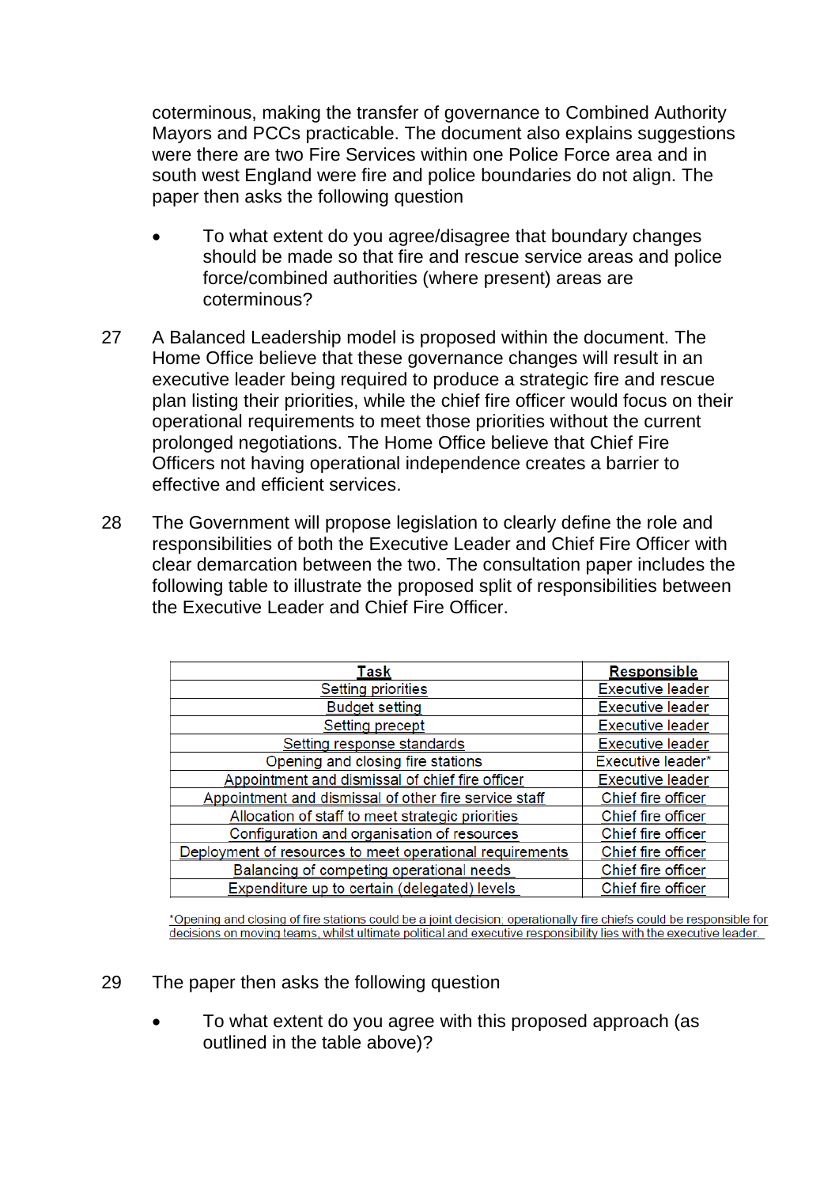coterminous, making the transfer of governance to Combined Authority Mayors and PCCs practicable. The document also explains suggestions were there are two Fire Services within one Police Force area and in south west England were fire and police boundaries do not align. The paper then asks the following question

- To what extent do you agree/disagree that boundary changes should be made so that fire and rescue service areas and police force/combined authorities (where present) areas are coterminous?

27 A Balanced Leadership model is proposed within the document. The Home Office believe that these governance changes will result in an executive leader being required to produce a strategic fire and rescue plan listing their priorities, while the chief fire officer would focus on their operational requirements to meet those priorities without the current prolonged negotiations. The Home Office believe that Chief Fire Officers not having operational independence creates a barrier to effective and efficient services.

28 The Government will propose legislation to clearly define the role and responsibilities of both the Executive Leader and Chief Fire Officer with clear demarcation between the two. The consultation paper includes the following table to illustrate the proposed split of responsibilities between the Executive Leader and Chief Fire Officer.

| Task | Responsible |
|---|---|
| Setting priorities | Executive leader |
| Budget setting | Executive leader |
| Setting precept | Executive leader |
| Setting response standards | Executive leader |
| Opening and closing fire stations | Executive leader* |
| Appointment and dismissal of chief fire officer | Executive leader |
| Appointment and dismissal of other fire service staff | Chief fire officer |
| Allocation of staff to meet strategic priorities | Chief fire officer |
| Configuration and organisation of resources | Chief fire officer |
| Deployment of resources to meet operational requirements | Chief fire officer |
| Balancing of competing operational needs | Chief fire officer |
| Expenditure up to certain (delegated) levels | Chief fire officer |

*Opening and closing of fire stations could be a joint decision; operationally fire chiefs could be responsible for decisions on moving teams, whilst ultimate political and executive responsibility lies with the executive leader.

29 The paper then asks the following question

- To what extent do you agree with this proposed approach (as outlined in the table above)?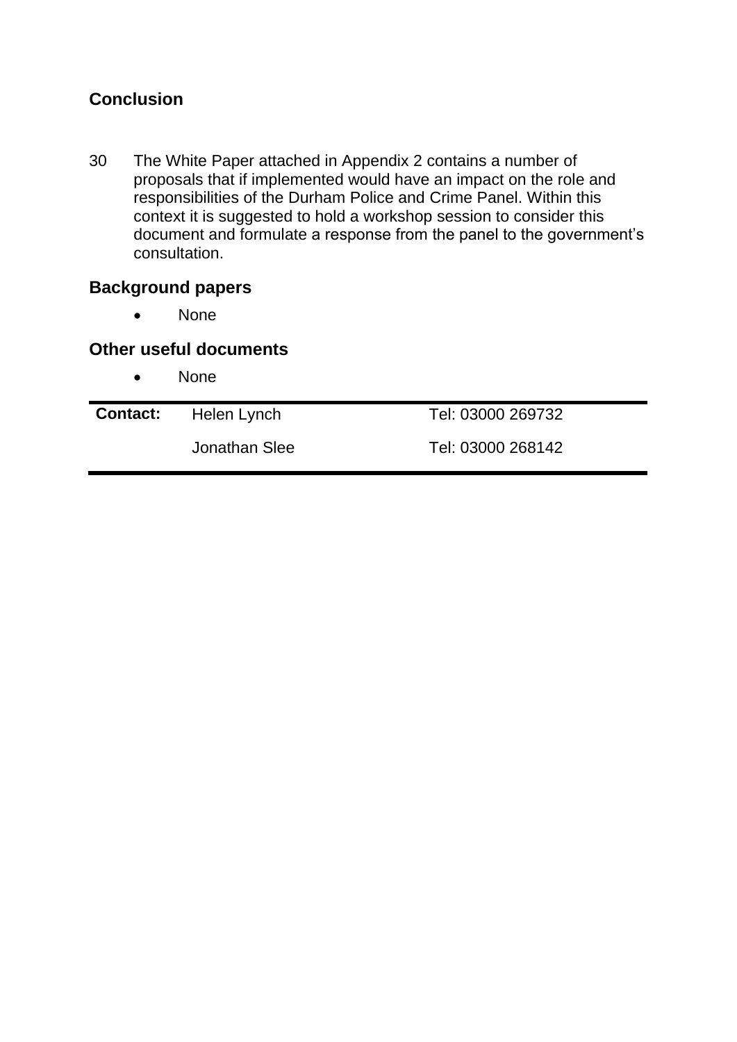## Conclusion

30 The White Paper attached in Appendix 2 contains a number of proposals that if implemented would have an impact on the role and responsibilities of the Durham Police and Crime Panel. Within this context it is suggested to hold a workshop session to consider this document and formulate a response from the panel to the government's consultation.

## Background papers

- None

## Other useful documents

- None

| **Contact:** | Helen Lynch | Tel: 03000 269732 |
|---|---|---|
| | Jonathan Slee | Tel: 03000 268142 |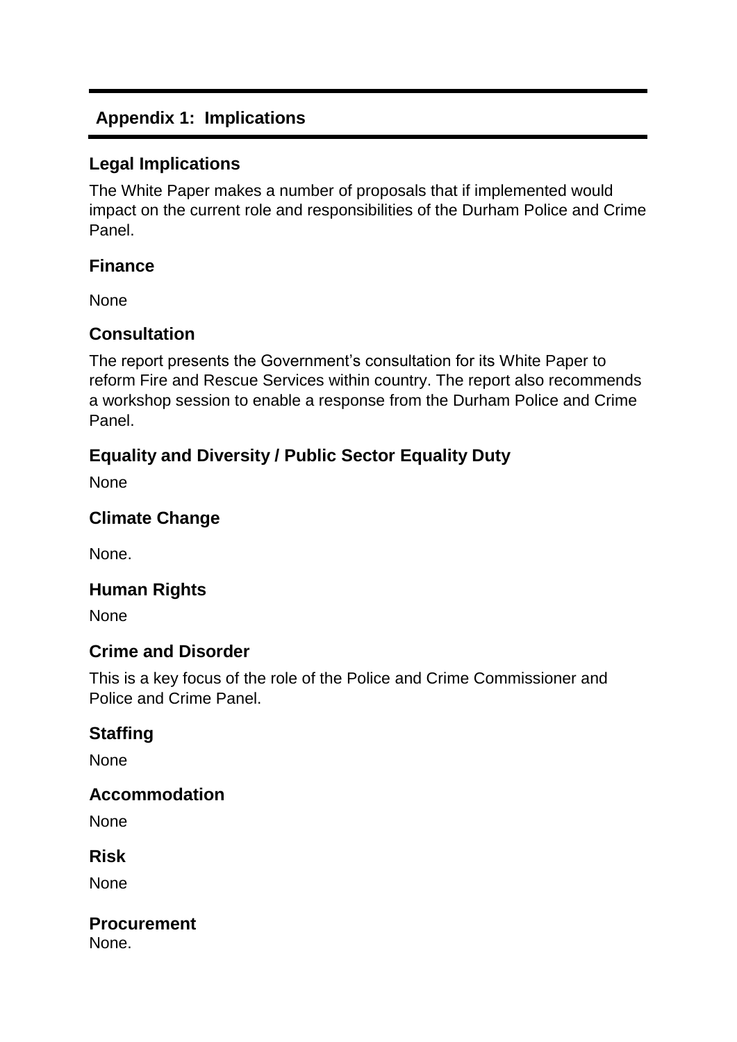## Appendix 1: Implications

### Legal Implications

The White Paper makes a number of proposals that if implemented would impact on the current role and responsibilities of the Durham Police and Crime Panel.

### Finance

None

### Consultation

The report presents the Government's consultation for its White Paper to reform Fire and Rescue Services within country. The report also recommends a workshop session to enable a response from the Durham Police and Crime Panel.

### Equality and Diversity / Public Sector Equality Duty

None

### Climate Change

None.

### Human Rights

None

### Crime and Disorder

This is a key focus of the role of the Police and Crime Commissioner and Police and Crime Panel.

### Staffing

None

### Accommodation

None

### Risk

None

### Procurement

None.